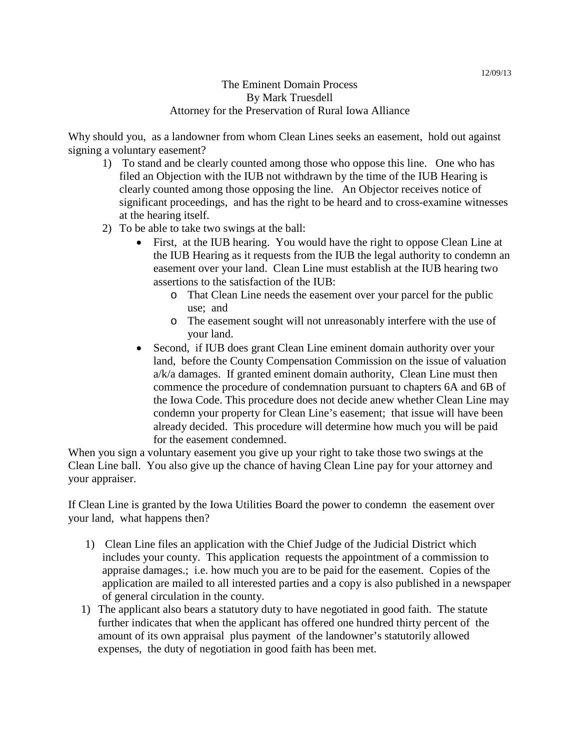12/09/13

# The Eminent Domain Process

By Mark Truesdell

Attorney for the Preservation of Rural Iowa Alliance

Why should you, as a landowner from whom Clean Lines seeks an easement, hold out against signing a voluntary easement?

1) To stand and be clearly counted among those who oppose this line. One who has filed an Objection with the IUB not withdrawn by the time of the IUB Hearing is clearly counted among those opposing the line. An Objector receives notice of significant proceedings, and has the right to be heard and to cross-examine witnesses at the hearing itself.
2) To be able to take two swings at the ball:
   - First, at the IUB hearing. You would have the right to oppose Clean Line at the IUB Hearing as it requests from the IUB the legal authority to condemn an easement over your land. Clean Line must establish at the IUB hearing two assertions to the satisfaction of the IUB:
     - That Clean Line needs the easement over your parcel for the public use; and
     - The easement sought will not unreasonably interfere with the use of your land.
   - Second, if IUB does grant Clean Line eminent domain authority over your land, before the County Compensation Commission on the issue of valuation a/k/a damages. If granted eminent domain authority, Clean Line must then commence the procedure of condemnation pursuant to chapters 6A and 6B of the Iowa Code. This procedure does not decide anew whether Clean Line may condemn your property for Clean Line's easement; that issue will have been already decided. This procedure will determine how much you will be paid for the easement condemned.

When you sign a voluntary easement you give up your right to take those two swings at the Clean Line ball. You also give up the chance of having Clean Line pay for your attorney and your appraiser.

If Clean Line is granted by the Iowa Utilities Board the power to condemn the easement over your land, what happens then?

1) Clean Line files an application with the Chief Judge of the Judicial District which includes your county. This application requests the appointment of a commission to appraise damages.; i.e. how much you are to be paid for the easement. Copies of the application are mailed to all interested parties and a copy is also published in a newspaper of general circulation in the county.
1) The applicant also bears a statutory duty to have negotiated in good faith. The statute further indicates that when the applicant has offered one hundred thirty percent of the amount of its own appraisal plus payment of the landowner's statutorily allowed expenses, the duty of negotiation in good faith has been met.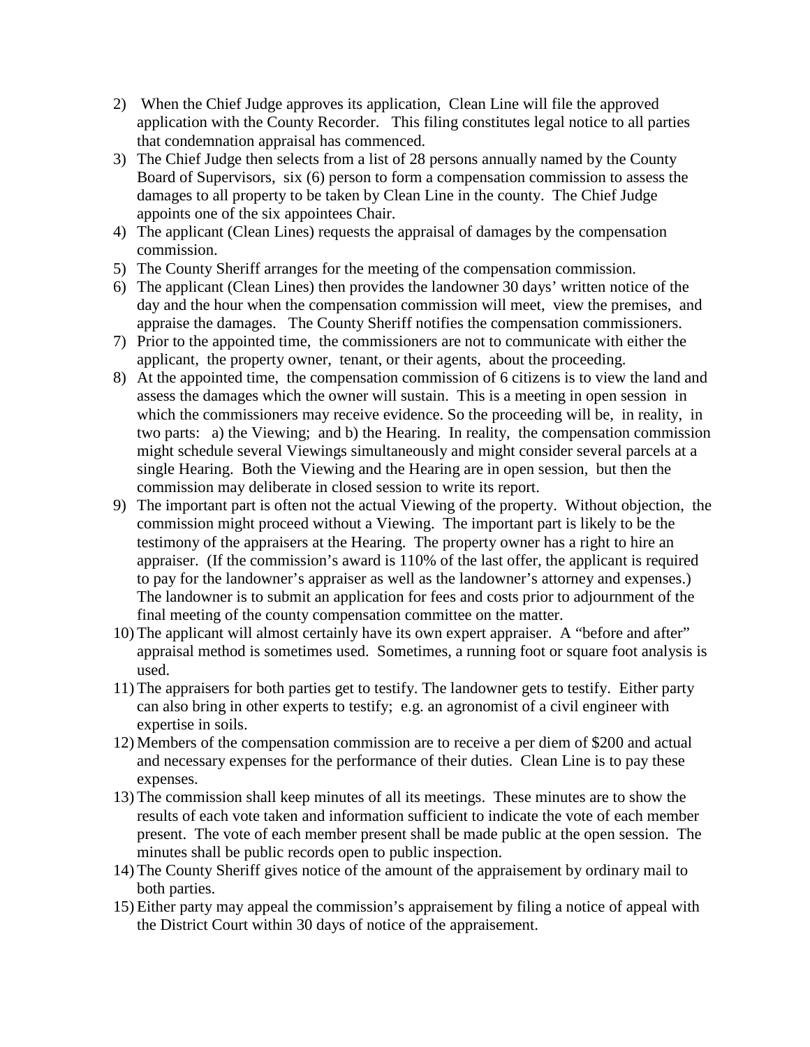2) When the Chief Judge approves its application, Clean Line will file the approved application with the County Recorder. This filing constitutes legal notice to all parties that condemnation appraisal has commenced.
3) The Chief Judge then selects from a list of 28 persons annually named by the County Board of Supervisors, six (6) person to form a compensation commission to assess the damages to all property to be taken by Clean Line in the county. The Chief Judge appoints one of the six appointees Chair.
4) The applicant (Clean Lines) requests the appraisal of damages by the compensation commission.
5) The County Sheriff arranges for the meeting of the compensation commission.
6) The applicant (Clean Lines) then provides the landowner 30 days' written notice of the day and the hour when the compensation commission will meet, view the premises, and appraise the damages. The County Sheriff notifies the compensation commissioners.
7) Prior to the appointed time, the commissioners are not to communicate with either the applicant, the property owner, tenant, or their agents, about the proceeding.
8) At the appointed time, the compensation commission of 6 citizens is to view the land and assess the damages which the owner will sustain. This is a meeting in open session in which the commissioners may receive evidence. So the proceeding will be, in reality, in two parts: a) the Viewing; and b) the Hearing. In reality, the compensation commission might schedule several Viewings simultaneously and might consider several parcels at a single Hearing. Both the Viewing and the Hearing are in open session, but then the commission may deliberate in closed session to write its report.
9) The important part is often not the actual Viewing of the property. Without objection, the commission might proceed without a Viewing. The important part is likely to be the testimony of the appraisers at the Hearing. The property owner has a right to hire an appraiser. (If the commission's award is 110% of the last offer, the applicant is required to pay for the landowner's appraiser as well as the landowner's attorney and expenses.) The landowner is to submit an application for fees and costs prior to adjournment of the final meeting of the county compensation committee on the matter.
10) The applicant will almost certainly have its own expert appraiser. A "before and after" appraisal method is sometimes used. Sometimes, a running foot or square foot analysis is used.
11) The appraisers for both parties get to testify. The landowner gets to testify. Either party can also bring in other experts to testify; e.g. an agronomist of a civil engineer with expertise in soils.
12) Members of the compensation commission are to receive a per diem of $200 and actual and necessary expenses for the performance of their duties. Clean Line is to pay these expenses.
13) The commission shall keep minutes of all its meetings. These minutes are to show the results of each vote taken and information sufficient to indicate the vote of each member present. The vote of each member present shall be made public at the open session. The minutes shall be public records open to public inspection.
14) The County Sheriff gives notice of the amount of the appraisement by ordinary mail to both parties.
15) Either party may appeal the commission's appraisement by filing a notice of appeal with the District Court within 30 days of notice of the appraisement.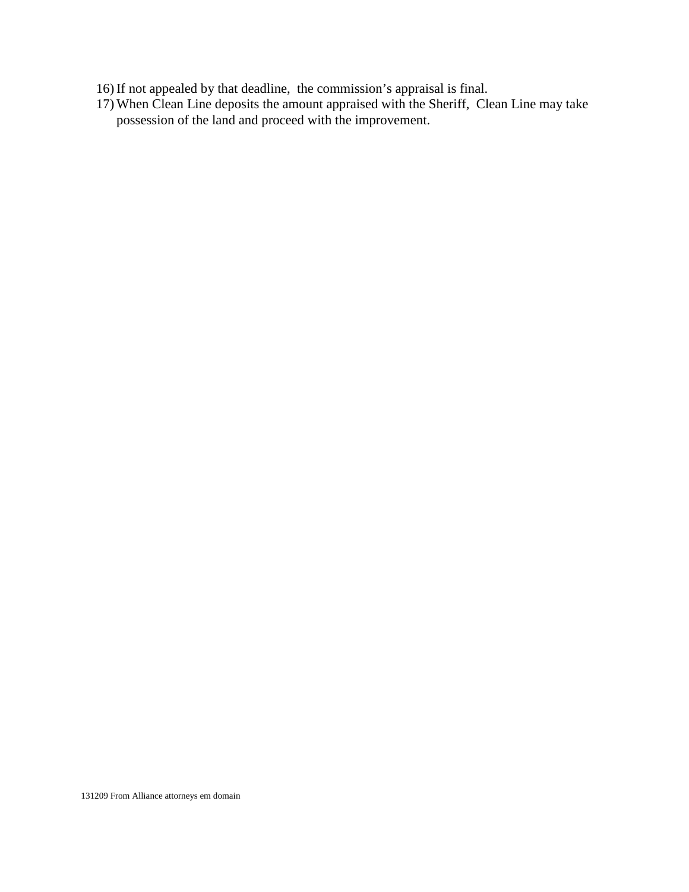16) If not appealed by that deadline, the commission's appraisal is final.
17) When Clean Line deposits the amount appraised with the Sheriff, Clean Line may take possession of the land and proceed with the improvement.